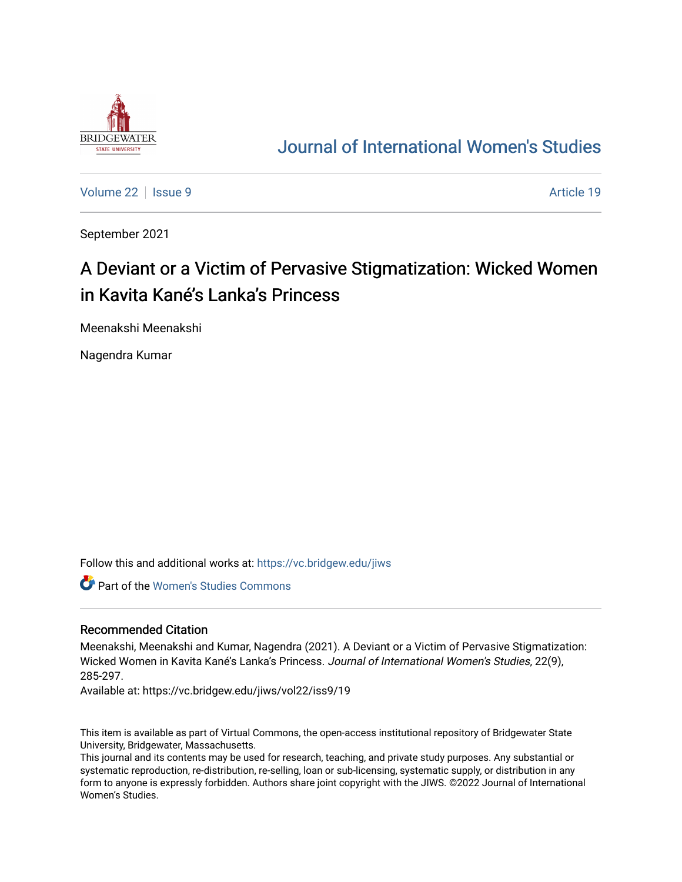# Journal of International Women's Studies

Volume 22 | Issue 9 Article 19

September 2021

## A Deviant or a Victim of Pervasive Stigmatization: Wicked Women in Kavita Kané's Lanka's Princess

Meenakshi Meenakshi

Nagendra Kumar

Follow this and additional works at: https://vc.bridgew.edu/jiws

Part of the Women's Studies Commons

### Recommended Citation

Meenakshi, Meenakshi and Kumar, Nagendra (2021). A Deviant or a Victim of Pervasive Stigmatization: Wicked Women in Kavita Kané's Lanka's Princess. *Journal of International Women's Studies*, 22(9), 285-297.

Available at: https://vc.bridgew.edu/jiws/vol22/iss9/19

This item is available as part of Virtual Commons, the open-access institutional repository of Bridgewater State University, Bridgewater, Massachusetts.

This journal and its contents may be used for research, teaching, and private study purposes. Any substantial or systematic reproduction, re-distribution, re-selling, loan or sub-licensing, systematic supply, or distribution in any form to anyone is expressly forbidden. Authors share joint copyright with the JIWS. ©2022 Journal of International Women's Studies.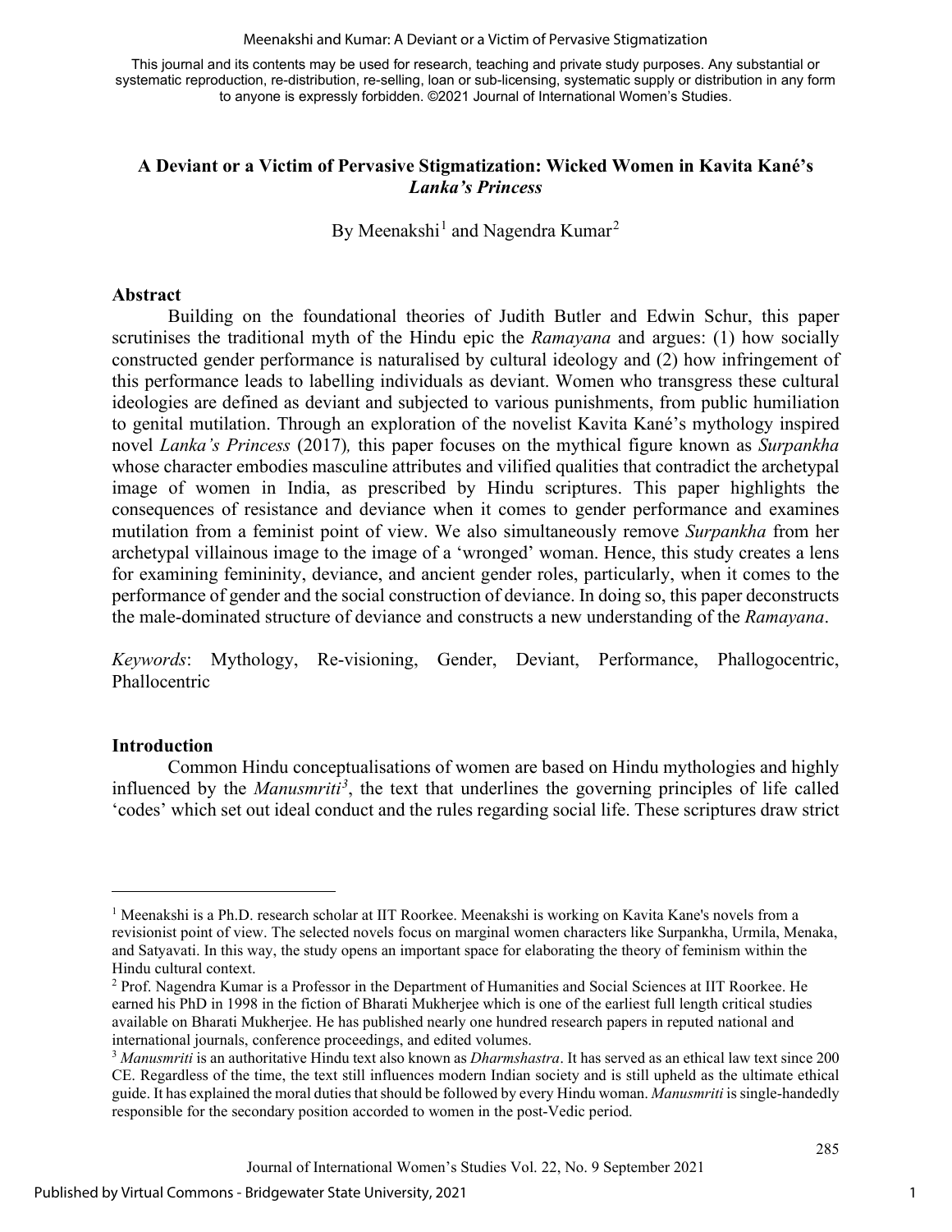# A Deviant or a Victim of Pervasive Stigmatization: Wicked Women in Kavita Kané's *Lanka's Princess*

By Meenakshi[1] and Nagendra Kumar[2]

## Abstract

Building on the foundational theories of Judith Butler and Edwin Schur, this paper scrutinises the traditional myth of the Hindu epic the *Ramayana* and argues: (1) how socially constructed gender performance is naturalised by cultural ideology and (2) how infringement of this performance leads to labelling individuals as deviant. Women who transgress these cultural ideologies are defined as deviant and subjected to various punishments, from public humiliation to genital mutilation. Through an exploration of the novelist Kavita Kané's mythology inspired novel *Lanka's Princess* (2017)*,* this paper focuses on the mythical figure known as *Surpankha* whose character embodies masculine attributes and vilified qualities that contradict the archetypal image of women in India, as prescribed by Hindu scriptures. This paper highlights the consequences of resistance and deviance when it comes to gender performance and examines mutilation from a feminist point of view. We also simultaneously remove *Surpankha* from her archetypal villainous image to the image of a 'wronged' woman. Hence, this study creates a lens for examining femininity, deviance, and ancient gender roles, particularly, when it comes to the performance of gender and the social construction of deviance. In doing so, this paper deconstructs the male-dominated structure of deviance and constructs a new understanding of the *Ramayana*.

*Keywords*: Mythology, Re-visioning, Gender, Deviant, Performance, Phallogocentric, Phallocentric

## Introduction

Common Hindu conceptualisations of women are based on Hindu mythologies and highly influenced by the *Manusmriti*[3], the text that underlines the governing principles of life called 'codes' which set out ideal conduct and the rules regarding social life. These scriptures draw strict

---

[1] Meenakshi is a Ph.D. research scholar at IIT Roorkee. Meenakshi is working on Kavita Kane's novels from a revisionist point of view. The selected novels focus on marginal women characters like Surpankha, Urmila, Menaka, and Satyavati. In this way, the study opens an important space for elaborating the theory of feminism within the Hindu cultural context.

[2] Prof. Nagendra Kumar is a Professor in the Department of Humanities and Social Sciences at IIT Roorkee. He earned his PhD in 1998 in the fiction of Bharati Mukherjee which is one of the earliest full length critical studies available on Bharati Mukherjee. He has published nearly one hundred research papers in reputed national and international journals, conference proceedings, and edited volumes.

[3] *Manusmriti* is an authoritative Hindu text also known as *Dharmshastra*. It has served as an ethical law text since 200 CE. Regardless of the time, the text still influences modern Indian society and is still upheld as the ultimate ethical guide. It has explained the moral duties that should be followed by every Hindu woman. *Manusmriti* is single-handedly responsible for the secondary position accorded to women in the post-Vedic period.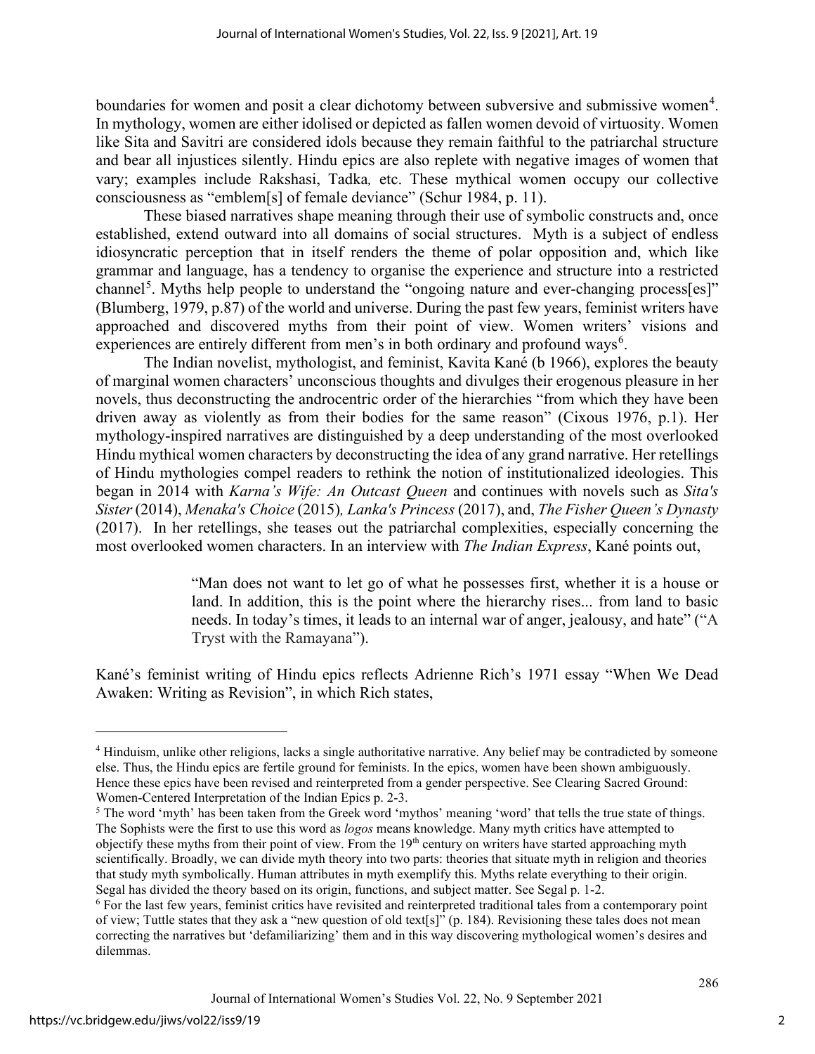boundaries for women and posit a clear dichotomy between subversive and submissive women[4]. In mythology, women are either idolised or depicted as fallen women devoid of virtuosity. Women like Sita and Savitri are considered idols because they remain faithful to the patriarchal structure and bear all injustices silently. Hindu epics are also replete with negative images of women that vary; examples include Rakshasi, Tadka, etc. These mythical women occupy our collective consciousness as "emblem[s] of female deviance" (Schur 1984, p. 11).

These biased narratives shape meaning through their use of symbolic constructs and, once established, extend outward into all domains of social structures. Myth is a subject of endless idiosyncratic perception that in itself renders the theme of polar opposition and, which like grammar and language, has a tendency to organise the experience and structure into a restricted channel[5]. Myths help people to understand the "ongoing nature and ever-changing process[es]" (Blumberg, 1979, p.87) of the world and universe. During the past few years, feminist writers have approached and discovered myths from their point of view. Women writers' visions and experiences are entirely different from men's in both ordinary and profound ways[6].

The Indian novelist, mythologist, and feminist, Kavita Kané (b 1966), explores the beauty of marginal women characters' unconscious thoughts and divulges their erogenous pleasure in her novels, thus deconstructing the androcentric order of the hierarchies "from which they have been driven away as violently as from their bodies for the same reason" (Cixous 1976, p.1). Her mythology-inspired narratives are distinguished by a deep understanding of the most overlooked Hindu mythical women characters by deconstructing the idea of any grand narrative. Her retellings of Hindu mythologies compel readers to rethink the notion of institutionalized ideologies. This began in 2014 with *Karna's Wife: An Outcast Queen* and continues with novels such as *Sita's Sister* (2014), *Menaka's Choice* (2015), *Lanka's Princess* (2017), and, *The Fisher Queen's Dynasty* (2017). In her retellings, she teases out the patriarchal complexities, especially concerning the most overlooked women characters. In an interview with *The Indian Express*, Kané points out,

> "Man does not want to let go of what he possesses first, whether it is a house or land. In addition, this is the point where the hierarchy rises... from land to basic needs. In today's times, it leads to an internal war of anger, jealousy, and hate" ("A Tryst with the Ramayana").

Kané's feminist writing of Hindu epics reflects Adrienne Rich's 1971 essay "When We Dead Awaken: Writing as Revision", in which Rich states,

---

[4] Hinduism, unlike other religions, lacks a single authoritative narrative. Any belief may be contradicted by someone else. Thus, the Hindu epics are fertile ground for feminists. In the epics, women have been shown ambiguously. Hence these epics have been revised and reinterpreted from a gender perspective. See Clearing Sacred Ground: Women-Centered Interpretation of the Indian Epics p. 2-3.

[5] The word 'myth' has been taken from the Greek word 'mythos' meaning 'word' that tells the true state of things. The Sophists were the first to use this word as *logos* means knowledge. Many myth critics have attempted to objectify these myths from their point of view. From the 19th century on writers have started approaching myth scientifically. Broadly, we can divide myth theory into two parts: theories that situate myth in religion and theories that study myth symbolically. Human attributes in myth exemplify this. Myths relate everything to their origin. Segal has divided the theory based on its origin, functions, and subject matter. See Segal p. 1-2.

[6] For the last few years, feminist critics have revisited and reinterpreted traditional tales from a contemporary point of view; Tuttle states that they ask a "new question of old text[s]" (p. 184). Revisioning these tales does not mean correcting the narratives but 'defamiliarizing' them and in this way discovering mythological women's desires and dilemmas.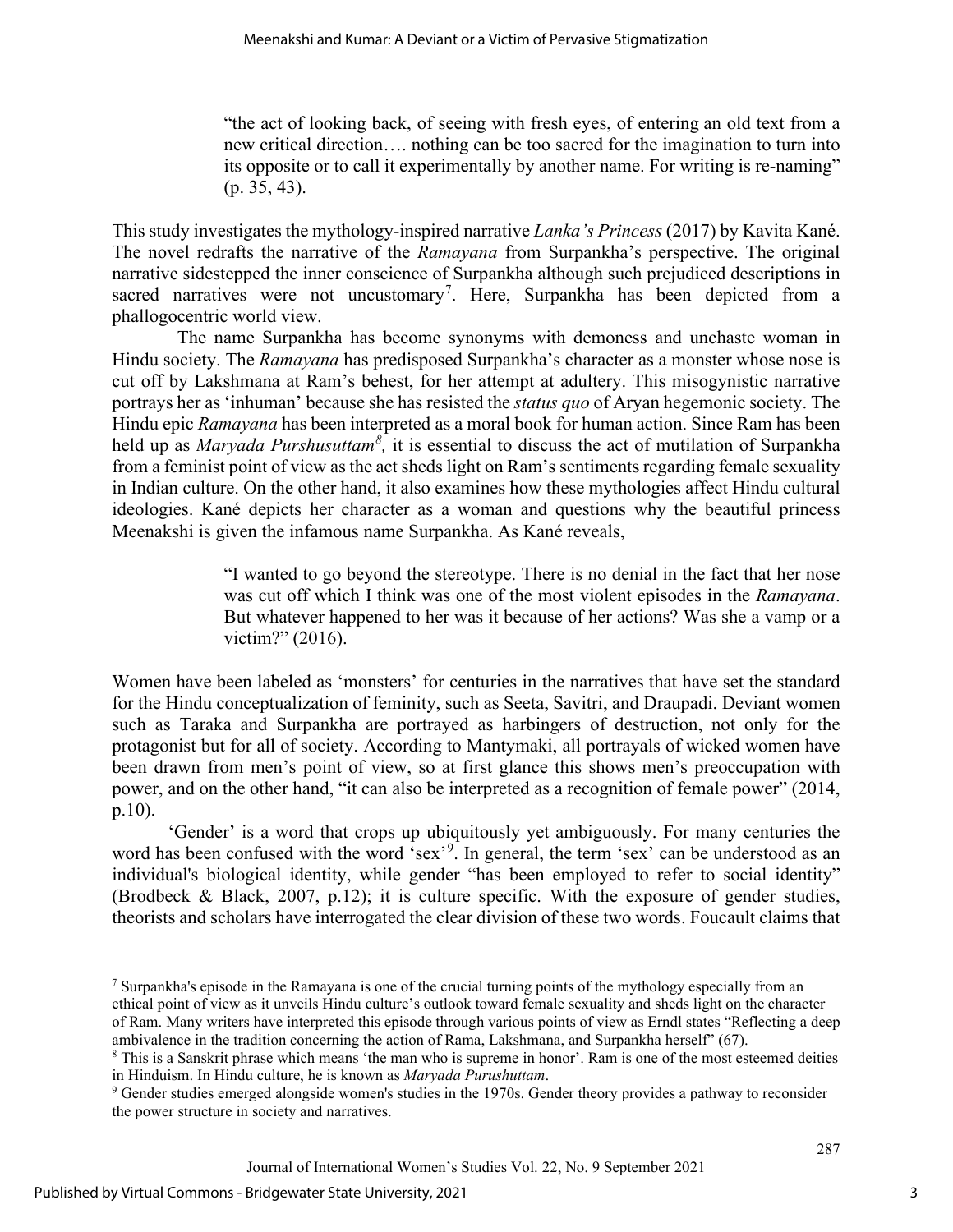> "the act of looking back, of seeing with fresh eyes, of entering an old text from a new critical direction…. nothing can be too sacred for the imagination to turn into its opposite or to call it experimentally by another name. For writing is re-naming" (p. 35, 43).

This study investigates the mythology-inspired narrative *Lanka's Princess* (2017) by Kavita Kané. The novel redrafts the narrative of the *Ramayana* from Surpankha's perspective. The original narrative sidestepped the inner conscience of Surpankha although such prejudiced descriptions in sacred narratives were not uncustomary[7]. Here, Surpankha has been depicted from a phallogocentric world view.

The name Surpankha has become synonyms with demoness and unchaste woman in Hindu society. The *Ramayana* has predisposed Surpankha's character as a monster whose nose is cut off by Lakshmana at Ram's behest, for her attempt at adultery. This misogynistic narrative portrays her as 'inhuman' because she has resisted the *status quo* of Aryan hegemonic society. The Hindu epic *Ramayana* has been interpreted as a moral book for human action. Since Ram has been held up as *Maryada Purshusuttam*[8], it is essential to discuss the act of mutilation of Surpankha from a feminist point of view as the act sheds light on Ram's sentiments regarding female sexuality in Indian culture. On the other hand, it also examines how these mythologies affect Hindu cultural ideologies. Kané depicts her character as a woman and questions why the beautiful princess Meenakshi is given the infamous name Surpankha. As Kané reveals,

> "I wanted to go beyond the stereotype. There is no denial in the fact that her nose was cut off which I think was one of the most violent episodes in the *Ramayana*. But whatever happened to her was it because of her actions? Was she a vamp or a victim?" (2016).

Women have been labeled as 'monsters' for centuries in the narratives that have set the standard for the Hindu conceptualization of feminity, such as Seeta, Savitri, and Draupadi. Deviant women such as Taraka and Surpankha are portrayed as harbingers of destruction, not only for the protagonist but for all of society. According to Mantymaki, all portrayals of wicked women have been drawn from men's point of view, so at first glance this shows men's preoccupation with power, and on the other hand, "it can also be interpreted as a recognition of female power" (2014, p.10).

'Gender' is a word that crops up ubiquitously yet ambiguously. For many centuries the word has been confused with the word 'sex'[9]. In general, the term 'sex' can be understood as an individual's biological identity, while gender "has been employed to refer to social identity" (Brodbeck & Black, 2007, p.12); it is culture specific. With the exposure of gender studies, theorists and scholars have interrogated the clear division of these two words. Foucault claims that

---

[7] Surpankha's episode in the Ramayana is one of the crucial turning points of the mythology especially from an ethical point of view as it unveils Hindu culture's outlook toward female sexuality and sheds light on the character of Ram. Many writers have interpreted this episode through various points of view as Erndl states "Reflecting a deep ambivalence in the tradition concerning the action of Rama, Lakshmana, and Surpankha herself" (67).

[8] This is a Sanskrit phrase which means 'the man who is supreme in honor'. Ram is one of the most esteemed deities in Hinduism. In Hindu culture, he is known as *Maryada Purushuttam*.

[9] Gender studies emerged alongside women's studies in the 1970s. Gender theory provides a pathway to reconsider the power structure in society and narratives.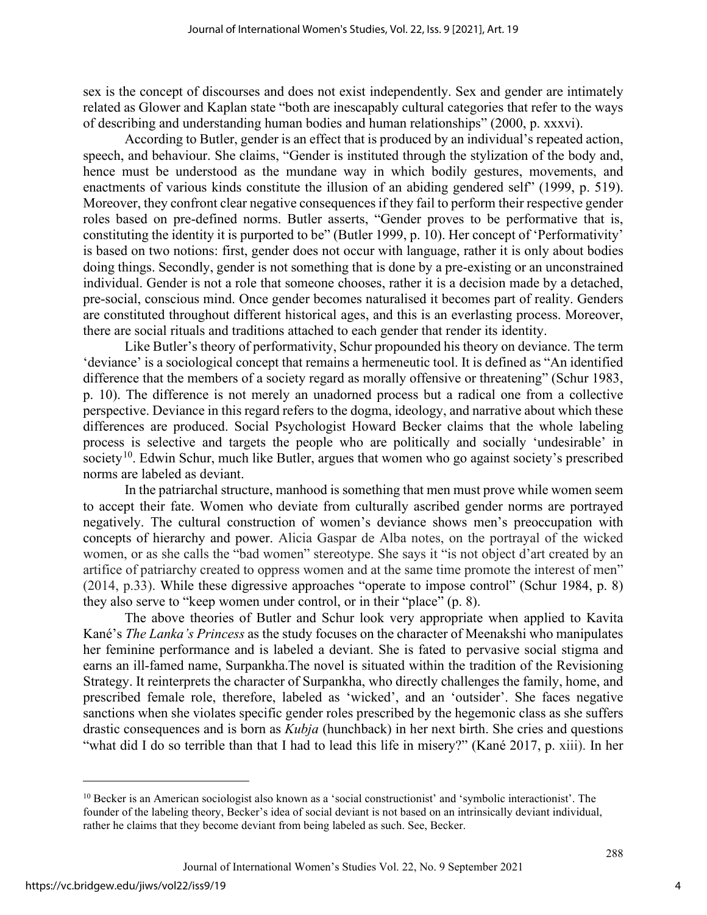sex is the concept of discourses and does not exist independently. Sex and gender are intimately related as Glower and Kaplan state "both are inescapably cultural categories that refer to the ways of describing and understanding human bodies and human relationships" (2000, p. xxxvi).

According to Butler, gender is an effect that is produced by an individual's repeated action, speech, and behaviour. She claims, "Gender is instituted through the stylization of the body and, hence must be understood as the mundane way in which bodily gestures, movements, and enactments of various kinds constitute the illusion of an abiding gendered self" (1999, p. 519). Moreover, they confront clear negative consequences if they fail to perform their respective gender roles based on pre-defined norms. Butler asserts, "Gender proves to be performative that is, constituting the identity it is purported to be" (Butler 1999, p. 10). Her concept of 'Performativity' is based on two notions: first, gender does not occur with language, rather it is only about bodies doing things. Secondly, gender is not something that is done by a pre-existing or an unconstrained individual. Gender is not a role that someone chooses, rather it is a decision made by a detached, pre-social, conscious mind. Once gender becomes naturalised it becomes part of reality. Genders are constituted throughout different historical ages, and this is an everlasting process. Moreover, there are social rituals and traditions attached to each gender that render its identity.

Like Butler's theory of performativity, Schur propounded his theory on deviance. The term 'deviance' is a sociological concept that remains a hermeneutic tool. It is defined as "An identified difference that the members of a society regard as morally offensive or threatening" (Schur 1983, p. 10). The difference is not merely an unadorned process but a radical one from a collective perspective. Deviance in this regard refers to the dogma, ideology, and narrative about which these differences are produced. Social Psychologist Howard Becker claims that the whole labeling process is selective and targets the people who are politically and socially 'undesirable' in society[10]. Edwin Schur, much like Butler, argues that women who go against society's prescribed norms are labeled as deviant.

In the patriarchal structure, manhood is something that men must prove while women seem to accept their fate. Women who deviate from culturally ascribed gender norms are portrayed negatively. The cultural construction of women's deviance shows men's preoccupation with concepts of hierarchy and power. Alicia Gaspar de Alba notes, on the portrayal of the wicked women, or as she calls the "bad women" stereotype. She says it "is not object d'art created by an artifice of patriarchy created to oppress women and at the same time promote the interest of men" (2014, p.33). While these digressive approaches "operate to impose control" (Schur 1984, p. 8) they also serve to "keep women under control, or in their "place" (p. 8).

The above theories of Butler and Schur look very appropriate when applied to Kavita Kané's *The Lanka's Princess* as the study focuses on the character of Meenakshi who manipulates her feminine performance and is labeled a deviant. She is fated to pervasive social stigma and earns an ill-famed name, Surpankha.The novel is situated within the tradition of the Revisioning Strategy. It reinterprets the character of Surpankha, who directly challenges the family, home, and prescribed female role, therefore, labeled as 'wicked', and an 'outsider'. She faces negative sanctions when she violates specific gender roles prescribed by the hegemonic class as she suffers drastic consequences and is born as *Kubja* (hunchback) in her next birth. She cries and questions "what did I do so terrible than that I had to lead this life in misery?" (Kané 2017, p. xiii). In her

---

[10] Becker is an American sociologist also known as a 'social constructionist' and 'symbolic interactionist'. The founder of the labeling theory, Becker's idea of social deviant is not based on an intrinsically deviant individual, rather he claims that they become deviant from being labeled as such. See, Becker.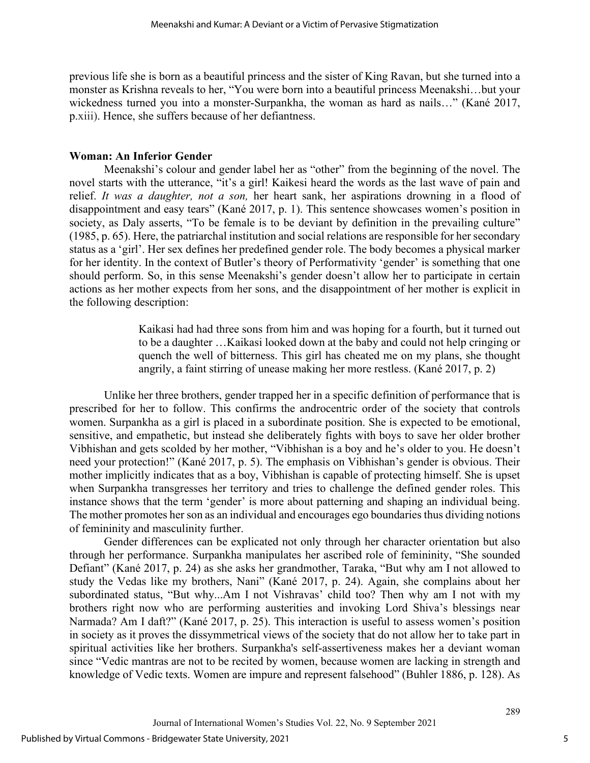previous life she is born as a beautiful princess and the sister of King Ravan, but she turned into a monster as Krishna reveals to her, "You were born into a beautiful princess Meenakshi…but your wickedness turned you into a monster-Surpankha, the woman as hard as nails…" (Kané 2017, p.xiii). Hence, she suffers because of her defiantness.

**Woman: An Inferior Gender**

Meenakshi's colour and gender label her as "other" from the beginning of the novel. The novel starts with the utterance, "it's a girl! Kaikesi heard the words as the last wave of pain and relief. *It was a daughter, not a son,* her heart sank, her aspirations drowning in a flood of disappointment and easy tears" (Kané 2017, p. 1). This sentence showcases women's position in society, as Daly asserts, "To be female is to be deviant by definition in the prevailing culture" (1985, p. 65). Here, the patriarchal institution and social relations are responsible for her secondary status as a 'girl'. Her sex defines her predefined gender role. The body becomes a physical marker for her identity. In the context of Butler's theory of Performativity 'gender' is something that one should perform. So, in this sense Meenakshi's gender doesn't allow her to participate in certain actions as her mother expects from her sons, and the disappointment of her mother is explicit in the following description:

> Kaikasi had had three sons from him and was hoping for a fourth, but it turned out to be a daughter …Kaikasi looked down at the baby and could not help cringing or quench the well of bitterness. This girl has cheated me on my plans, she thought angrily, a faint stirring of unease making her more restless. (Kané 2017, p. 2)

Unlike her three brothers, gender trapped her in a specific definition of performance that is prescribed for her to follow. This confirms the androcentric order of the society that controls women. Surpankha as a girl is placed in a subordinate position. She is expected to be emotional, sensitive, and empathetic, but instead she deliberately fights with boys to save her older brother Vibhishan and gets scolded by her mother, "Vibhishan is a boy and he's older to you. He doesn't need your protection!" (Kané 2017, p. 5). The emphasis on Vibhishan's gender is obvious. Their mother implicitly indicates that as a boy, Vibhishan is capable of protecting himself. She is upset when Surpankha transgresses her territory and tries to challenge the defined gender roles. This instance shows that the term 'gender' is more about patterning and shaping an individual being. The mother promotes her son as an individual and encourages ego boundaries thus dividing notions of femininity and masculinity further.

Gender differences can be explicated not only through her character orientation but also through her performance. Surpankha manipulates her ascribed role of femininity, "She sounded Defiant" (Kané 2017, p. 24) as she asks her grandmother, Taraka, "But why am I not allowed to study the Vedas like my brothers, Nani" (Kané 2017, p. 24). Again, she complains about her subordinated status, "But why...Am I not Vishravas' child too? Then why am I not with my brothers right now who are performing austerities and invoking Lord Shiva's blessings near Narmada? Am I daft?" (Kané 2017, p. 25). This interaction is useful to assess women's position in society as it proves the dissymmetrical views of the society that do not allow her to take part in spiritual activities like her brothers. Surpankha's self-assertiveness makes her a deviant woman since "Vedic mantras are not to be recited by women, because women are lacking in strength and knowledge of Vedic texts. Women are impure and represent falsehood" (Buhler 1886, p. 128). As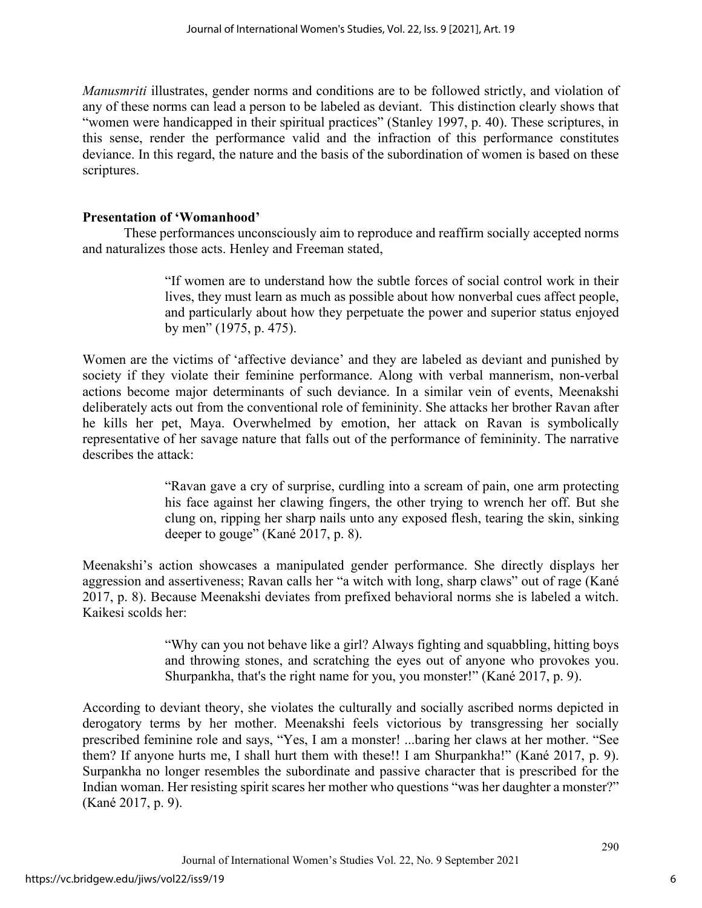*Manusmriti* illustrates, gender norms and conditions are to be followed strictly, and violation of any of these norms can lead a person to be labeled as deviant. This distinction clearly shows that "women were handicapped in their spiritual practices" (Stanley 1997, p. 40). These scriptures, in this sense, render the performance valid and the infraction of this performance constitutes deviance. In this regard, the nature and the basis of the subordination of women is based on these scriptures.

**Presentation of 'Womanhood'**

These performances unconsciously aim to reproduce and reaffirm socially accepted norms and naturalizes those acts. Henley and Freeman stated,

> "If women are to understand how the subtle forces of social control work in their lives, they must learn as much as possible about how nonverbal cues affect people, and particularly about how they perpetuate the power and superior status enjoyed by men" (1975, p. 475).

Women are the victims of 'affective deviance' and they are labeled as deviant and punished by society if they violate their feminine performance. Along with verbal mannerism, non-verbal actions become major determinants of such deviance. In a similar vein of events, Meenakshi deliberately acts out from the conventional role of femininity. She attacks her brother Ravan after he kills her pet, Maya. Overwhelmed by emotion, her attack on Ravan is symbolically representative of her savage nature that falls out of the performance of femininity. The narrative describes the attack:

> "Ravan gave a cry of surprise, curdling into a scream of pain, one arm protecting his face against her clawing fingers, the other trying to wrench her off. But she clung on, ripping her sharp nails unto any exposed flesh, tearing the skin, sinking deeper to gouge" (Kané 2017, p. 8).

Meenakshi's action showcases a manipulated gender performance. She directly displays her aggression and assertiveness; Ravan calls her "a witch with long, sharp claws" out of rage (Kané 2017, p. 8). Because Meenakshi deviates from prefixed behavioral norms she is labeled a witch. Kaikesi scolds her:

> "Why can you not behave like a girl? Always fighting and squabbling, hitting boys and throwing stones, and scratching the eyes out of anyone who provokes you. Shurpankha, that's the right name for you, you monster!" (Kané 2017, p. 9).

According to deviant theory, she violates the culturally and socially ascribed norms depicted in derogatory terms by her mother. Meenakshi feels victorious by transgressing her socially prescribed feminine role and says, "Yes, I am a monster! ...baring her claws at her mother. "See them? If anyone hurts me, I shall hurt them with these!! I am Shurpankha!" (Kané 2017, p. 9). Surpankha no longer resembles the subordinate and passive character that is prescribed for the Indian woman. Her resisting spirit scares her mother who questions "was her daughter a monster?" (Kané 2017, p. 9).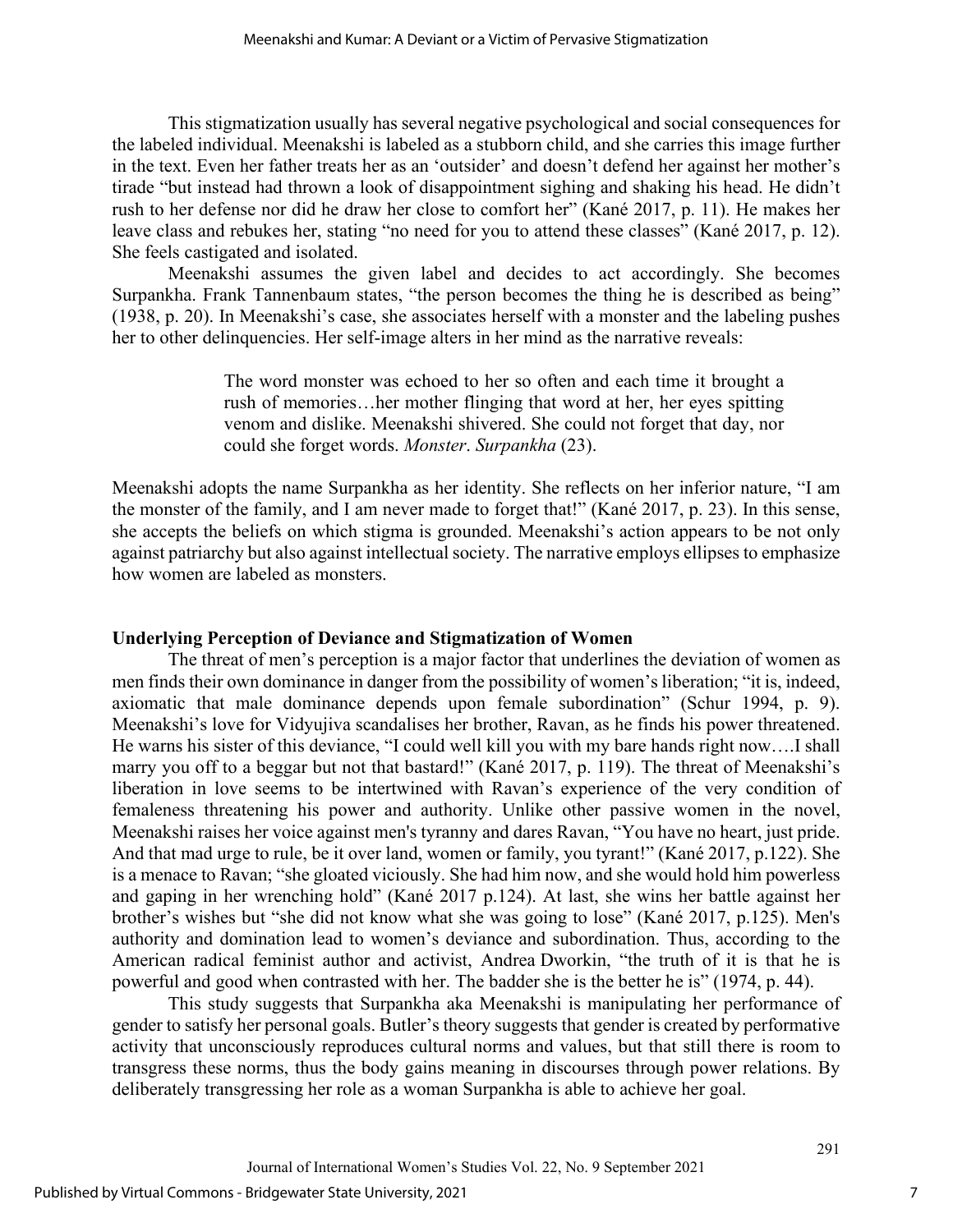This stigmatization usually has several negative psychological and social consequences for the labeled individual. Meenakshi is labeled as a stubborn child, and she carries this image further in the text. Even her father treats her as an 'outsider' and doesn't defend her against her mother's tirade "but instead had thrown a look of disappointment sighing and shaking his head. He didn't rush to her defense nor did he draw her close to comfort her" (Kané 2017, p. 11). He makes her leave class and rebukes her, stating "no need for you to attend these classes" (Kané 2017, p. 12). She feels castigated and isolated.

Meenakshi assumes the given label and decides to act accordingly. She becomes Surpankha. Frank Tannenbaum states, "the person becomes the thing he is described as being" (1938, p. 20). In Meenakshi's case, she associates herself with a monster and the labeling pushes her to other delinquencies. Her self-image alters in her mind as the narrative reveals:

> The word monster was echoed to her so often and each time it brought a rush of memories…her mother flinging that word at her, her eyes spitting venom and dislike. Meenakshi shivered. She could not forget that day, nor could she forget words. *Monster*. *Surpankha* (23).

Meenakshi adopts the name Surpankha as her identity. She reflects on her inferior nature, "I am the monster of the family, and I am never made to forget that!" (Kané 2017, p. 23). In this sense, she accepts the beliefs on which stigma is grounded. Meenakshi's action appears to be not only against patriarchy but also against intellectual society. The narrative employs ellipses to emphasize how women are labeled as monsters.

**Underlying Perception of Deviance and Stigmatization of Women**

The threat of men's perception is a major factor that underlines the deviation of women as men finds their own dominance in danger from the possibility of women's liberation; "it is, indeed, axiomatic that male dominance depends upon female subordination" (Schur 1994, p. 9). Meenakshi's love for Vidyujiva scandalises her brother, Ravan, as he finds his power threatened. He warns his sister of this deviance, "I could well kill you with my bare hands right now….I shall marry you off to a beggar but not that bastard!" (Kané 2017, p. 119). The threat of Meenakshi's liberation in love seems to be intertwined with Ravan's experience of the very condition of femaleness threatening his power and authority. Unlike other passive women in the novel, Meenakshi raises her voice against men's tyranny and dares Ravan, "You have no heart, just pride. And that mad urge to rule, be it over land, women or family, you tyrant!" (Kané 2017, p.122). She is a menace to Ravan; "she gloated viciously. She had him now, and she would hold him powerless and gaping in her wrenching hold" (Kané 2017 p.124). At last, she wins her battle against her brother's wishes but "she did not know what she was going to lose" (Kané 2017, p.125). Men's authority and domination lead to women's deviance and subordination. Thus, according to the American radical feminist author and activist, Andrea Dworkin, "the truth of it is that he is powerful and good when contrasted with her. The badder she is the better he is" (1974, p. 44).

This study suggests that Surpankha aka Meenakshi is manipulating her performance of gender to satisfy her personal goals. Butler's theory suggests that gender is created by performative activity that unconsciously reproduces cultural norms and values, but that still there is room to transgress these norms, thus the body gains meaning in discourses through power relations. By deliberately transgressing her role as a woman Surpankha is able to achieve her goal.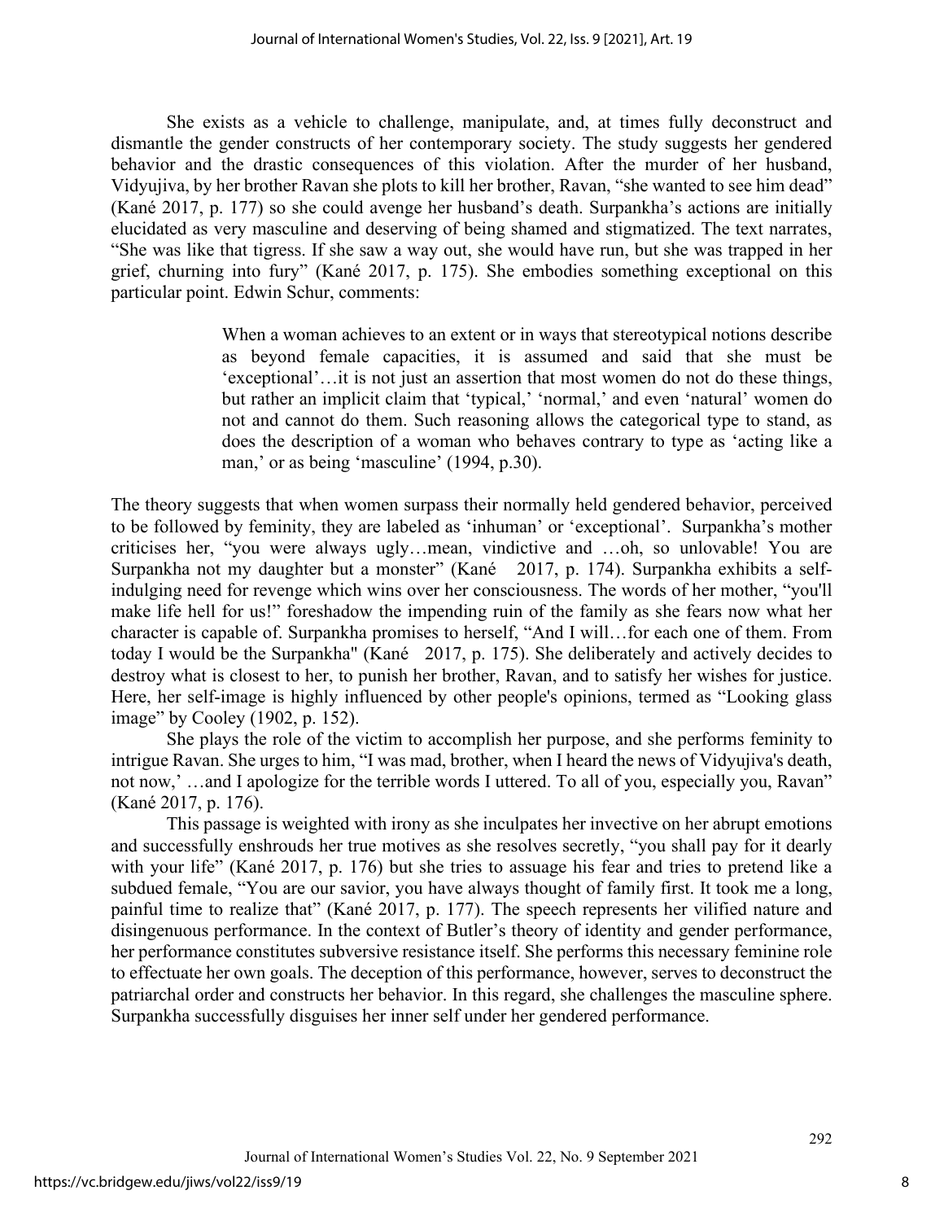She exists as a vehicle to challenge, manipulate, and, at times fully deconstruct and dismantle the gender constructs of her contemporary society. The study suggests her gendered behavior and the drastic consequences of this violation. After the murder of her husband, Vidyujiva, by her brother Ravan she plots to kill her brother, Ravan, "she wanted to see him dead" (Kané 2017, p. 177) so she could avenge her husband's death. Surpankha's actions are initially elucidated as very masculine and deserving of being shamed and stigmatized. The text narrates, "She was like that tigress. If she saw a way out, she would have run, but she was trapped in her grief, churning into fury" (Kané 2017, p. 175). She embodies something exceptional on this particular point. Edwin Schur, comments:

> When a woman achieves to an extent or in ways that stereotypical notions describe as beyond female capacities, it is assumed and said that she must be 'exceptional'…it is not just an assertion that most women do not do these things, but rather an implicit claim that 'typical,' 'normal,' and even 'natural' women do not and cannot do them. Such reasoning allows the categorical type to stand, as does the description of a woman who behaves contrary to type as 'acting like a man,' or as being 'masculine' (1994, p.30).

The theory suggests that when women surpass their normally held gendered behavior, perceived to be followed by feminity, they are labeled as 'inhuman' or 'exceptional'. Surpankha's mother criticises her, "you were always ugly…mean, vindictive and …oh, so unlovable! You are Surpankha not my daughter but a monster" (Kané 2017, p. 174). Surpankha exhibits a self-indulging need for revenge which wins over her consciousness. The words of her mother, "you'll make life hell for us!" foreshadow the impending ruin of the family as she fears now what her character is capable of. Surpankha promises to herself, "And I will…for each one of them. From today I would be the Surpankha" (Kané 2017, p. 175). She deliberately and actively decides to destroy what is closest to her, to punish her brother, Ravan, and to satisfy her wishes for justice. Here, her self-image is highly influenced by other people's opinions, termed as "Looking glass image" by Cooley (1902, p. 152).

She plays the role of the victim to accomplish her purpose, and she performs feminity to intrigue Ravan. She urges to him, "I was mad, brother, when I heard the news of Vidyujiva's death, not now,' …and I apologize for the terrible words I uttered. To all of you, especially you, Ravan" (Kané 2017, p. 176).

This passage is weighted with irony as she inculpates her invective on her abrupt emotions and successfully enshrouds her true motives as she resolves secretly, "you shall pay for it dearly with your life" (Kané 2017, p. 176) but she tries to assuage his fear and tries to pretend like a subdued female, "You are our savior, you have always thought of family first. It took me a long, painful time to realize that" (Kané 2017, p. 177). The speech represents her vilified nature and disingenuous performance. In the context of Butler's theory of identity and gender performance, her performance constitutes subversive resistance itself. She performs this necessary feminine role to effectuate her own goals. The deception of this performance, however, serves to deconstruct the patriarchal order and constructs her behavior. In this regard, she challenges the masculine sphere. Surpankha successfully disguises her inner self under her gendered performance.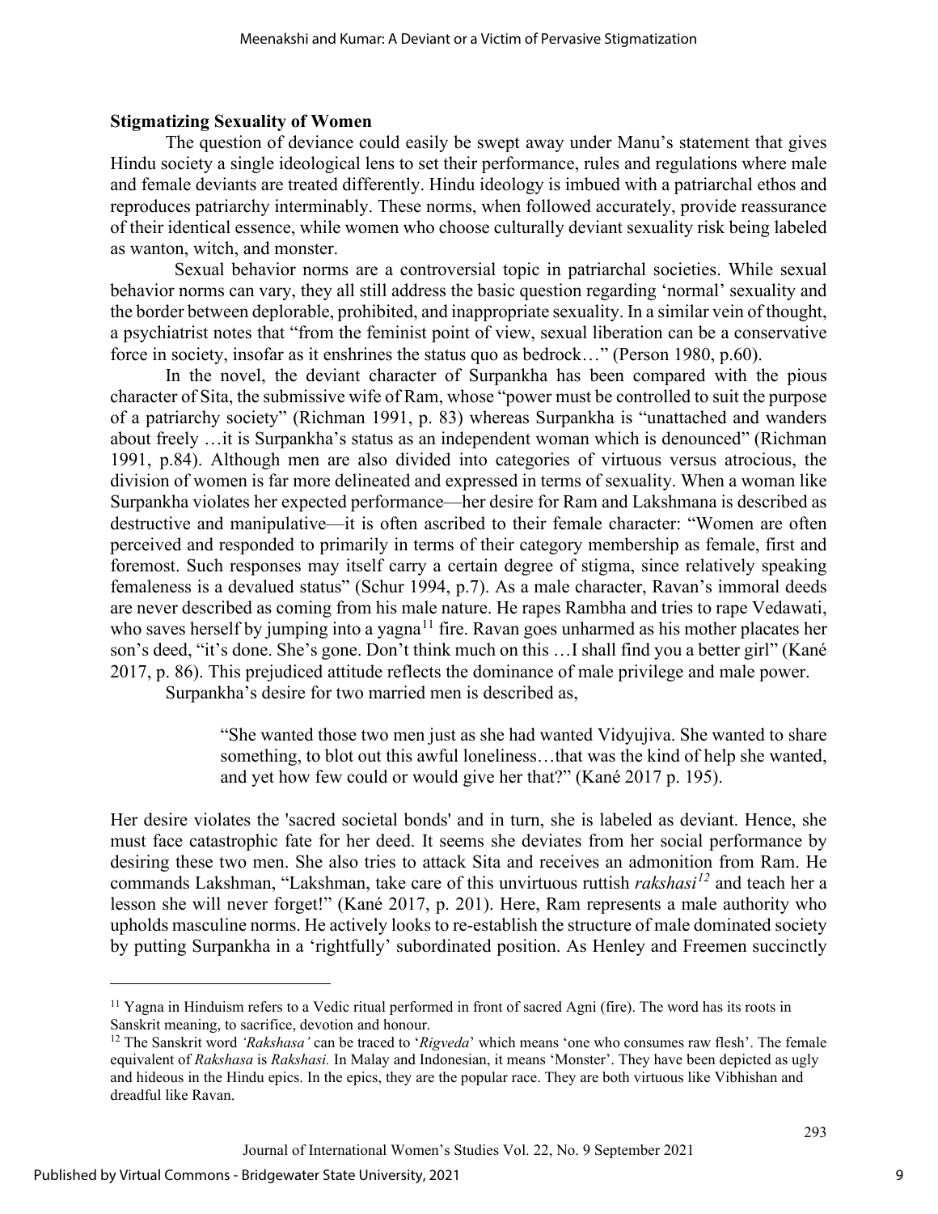**Stigmatizing Sexuality of Women**

The question of deviance could easily be swept away under Manu's statement that gives Hindu society a single ideological lens to set their performance, rules and regulations where male and female deviants are treated differently. Hindu ideology is imbued with a patriarchal ethos and reproduces patriarchy interminably. These norms, when followed accurately, provide reassurance of their identical essence, while women who choose culturally deviant sexuality risk being labeled as wanton, witch, and monster.

Sexual behavior norms are a controversial topic in patriarchal societies. While sexual behavior norms can vary, they all still address the basic question regarding 'normal' sexuality and the border between deplorable, prohibited, and inappropriate sexuality. In a similar vein of thought, a psychiatrist notes that "from the feminist point of view, sexual liberation can be a conservative force in society, insofar as it enshrines the status quo as bedrock…" (Person 1980, p.60).

In the novel, the deviant character of Surpankha has been compared with the pious character of Sita, the submissive wife of Ram, whose "power must be controlled to suit the purpose of a patriarchy society" (Richman 1991, p. 83) whereas Surpankha is "unattached and wanders about freely …it is Surpankha's status as an independent woman which is denounced" (Richman 1991, p.84). Although men are also divided into categories of virtuous versus atrocious, the division of women is far more delineated and expressed in terms of sexuality. When a woman like Surpankha violates her expected performance—her desire for Ram and Lakshmana is described as destructive and manipulative—it is often ascribed to their female character: "Women are often perceived and responded to primarily in terms of their category membership as female, first and foremost. Such responses may itself carry a certain degree of stigma, since relatively speaking femaleness is a devalued status" (Schur 1994, p.7). As a male character, Ravan's immoral deeds are never described as coming from his male nature. He rapes Rambha and tries to rape Vedawati, who saves herself by jumping into a yagna[11] fire. Ravan goes unharmed as his mother placates her son's deed, "it's done. She's gone. Don't think much on this …I shall find you a better girl" (Kané 2017, p. 86). This prejudiced attitude reflects the dominance of male privilege and male power.

Surpankha's desire for two married men is described as,

> "She wanted those two men just as she had wanted Vidyujiva. She wanted to share something, to blot out this awful loneliness…that was the kind of help she wanted, and yet how few could or would give her that?" (Kané 2017 p. 195).

Her desire violates the 'sacred societal bonds' and in turn, she is labeled as deviant. Hence, she must face catastrophic fate for her deed. It seems she deviates from her social performance by desiring these two men. She also tries to attack Sita and receives an admonition from Ram. He commands Lakshman, "Lakshman, take care of this unvirtuous ruttish *rakshasi*[12] and teach her a lesson she will never forget!" (Kané 2017, p. 201). Here, Ram represents a male authority who upholds masculine norms. He actively looks to re-establish the structure of male dominated society by putting Surpankha in a 'rightfully' subordinated position. As Henley and Freemen succinctly

---

[11] Yagna in Hinduism refers to a Vedic ritual performed in front of sacred Agni (fire). The word has its roots in Sanskrit meaning, to sacrifice, devotion and honour.

[12] The Sanskrit word *'Rakshasa'* can be traced to '*Rigveda*' which means 'one who consumes raw flesh'. The female equivalent of *Rakshasa* is *Rakshasi.* In Malay and Indonesian, it means 'Monster'. They have been depicted as ugly and hideous in the Hindu epics. In the epics, they are the popular race. They are both virtuous like Vibhishan and dreadful like Ravan.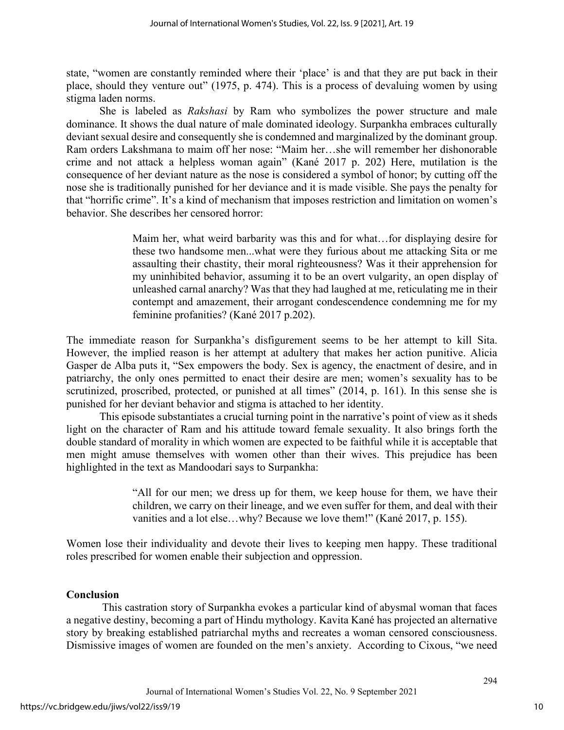state, "women are constantly reminded where their 'place' is and that they are put back in their place, should they venture out" (1975, p. 474). This is a process of devaluing women by using stigma laden norms.

She is labeled as *Rakshasi* by Ram who symbolizes the power structure and male dominance. It shows the dual nature of male dominated ideology. Surpankha embraces culturally deviant sexual desire and consequently she is condemned and marginalized by the dominant group. Ram orders Lakshmana to maim off her nose: "Maim her…she will remember her dishonorable crime and not attack a helpless woman again" (Kané 2017 p. 202) Here, mutilation is the consequence of her deviant nature as the nose is considered a symbol of honor; by cutting off the nose she is traditionally punished for her deviance and it is made visible. She pays the penalty for that "horrific crime". It's a kind of mechanism that imposes restriction and limitation on women's behavior. She describes her censored horror:

> Maim her, what weird barbarity was this and for what…for displaying desire for these two handsome men...what were they furious about me attacking Sita or me assaulting their chastity, their moral righteousness? Was it their apprehension for my uninhibited behavior, assuming it to be an overt vulgarity, an open display of unleashed carnal anarchy? Was that they had laughed at me, reticulating me in their contempt and amazement, their arrogant condescendence condemning me for my feminine profanities? (Kané 2017 p.202).

The immediate reason for Surpankha's disfigurement seems to be her attempt to kill Sita. However, the implied reason is her attempt at adultery that makes her action punitive. Alicia Gasper de Alba puts it, "Sex empowers the body. Sex is agency, the enactment of desire, and in patriarchy, the only ones permitted to enact their desire are men; women's sexuality has to be scrutinized, proscribed, protected, or punished at all times" (2014, p. 161). In this sense she is punished for her deviant behavior and stigma is attached to her identity.

This episode substantiates a crucial turning point in the narrative's point of view as it sheds light on the character of Ram and his attitude toward female sexuality. It also brings forth the double standard of morality in which women are expected to be faithful while it is acceptable that men might amuse themselves with women other than their wives. This prejudice has been highlighted in the text as Mandoodari says to Surpankha:

> "All for our men; we dress up for them, we keep house for them, we have their children, we carry on their lineage, and we even suffer for them, and deal with their vanities and a lot else…why? Because we love them!" (Kané 2017, p. 155).

Women lose their individuality and devote their lives to keeping men happy. These traditional roles prescribed for women enable their subjection and oppression.

## Conclusion

This castration story of Surpankha evokes a particular kind of abysmal woman that faces a negative destiny, becoming a part of Hindu mythology. Kavita Kané has projected an alternative story by breaking established patriarchal myths and recreates a woman censored consciousness. Dismissive images of women are founded on the men's anxiety. According to Cixous, "we need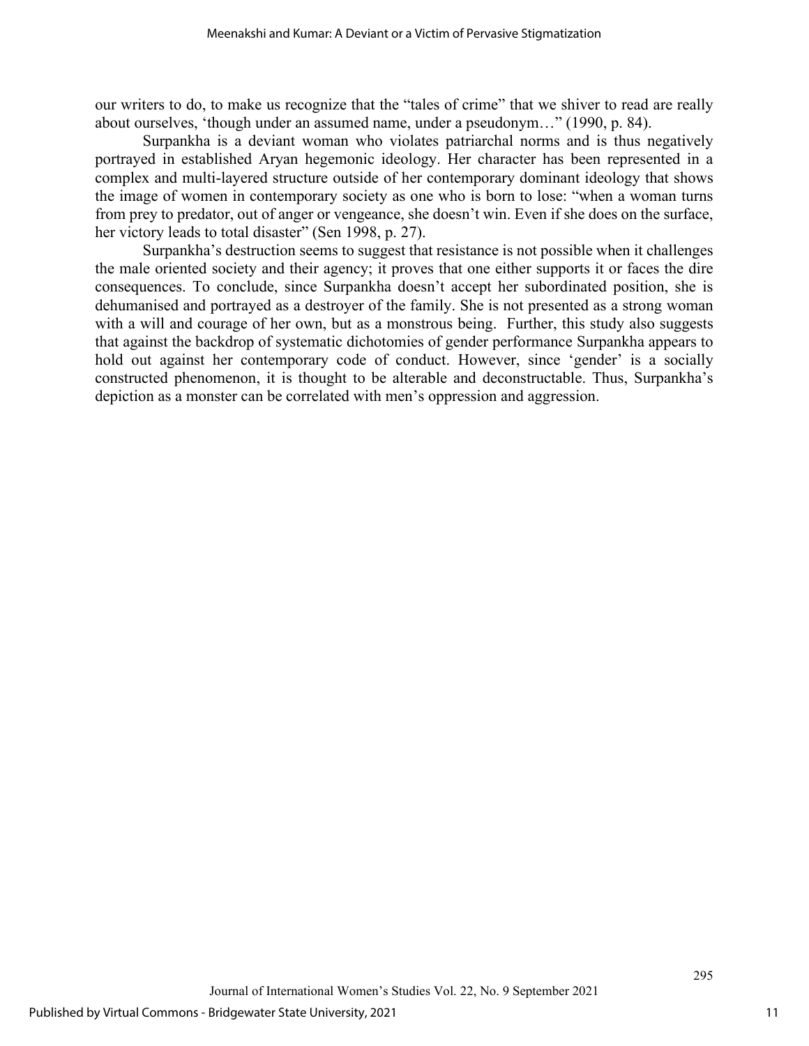our writers to do, to make us recognize that the "tales of crime" that we shiver to read are really about ourselves, 'though under an assumed name, under a pseudonym…" (1990, p. 84).

Surpankha is a deviant woman who violates patriarchal norms and is thus negatively portrayed in established Aryan hegemonic ideology. Her character has been represented in a complex and multi-layered structure outside of her contemporary dominant ideology that shows the image of women in contemporary society as one who is born to lose: "when a woman turns from prey to predator, out of anger or vengeance, she doesn't win. Even if she does on the surface, her victory leads to total disaster" (Sen 1998, p. 27).

Surpankha's destruction seems to suggest that resistance is not possible when it challenges the male oriented society and their agency; it proves that one either supports it or faces the dire consequences. To conclude, since Surpankha doesn't accept her subordinated position, she is dehumanised and portrayed as a destroyer of the family. She is not presented as a strong woman with a will and courage of her own, but as a monstrous being. Further, this study also suggests that against the backdrop of systematic dichotomies of gender performance Surpankha appears to hold out against her contemporary code of conduct. However, since 'gender' is a socially constructed phenomenon, it is thought to be alterable and deconstructable. Thus, Surpankha's depiction as a monster can be correlated with men's oppression and aggression.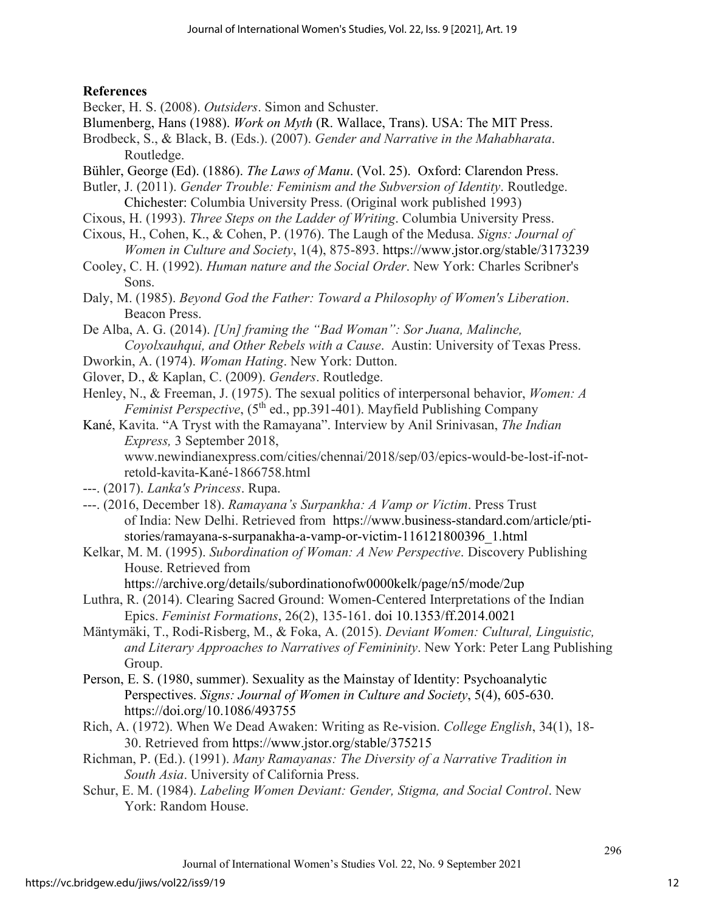**References**

Becker, H. S. (2008). *Outsiders*. Simon and Schuster.

Blumenberg, Hans (1988). *Work on Myth* (R. Wallace, Trans). USA: The MIT Press.

Brodbeck, S., & Black, B. (Eds.). (2007). *Gender and Narrative in the Mahabharata*. Routledge.

Bühler, George (Ed). (1886). *The Laws of Manu*. (Vol. 25). Oxford: Clarendon Press.

Butler, J. (2011). *Gender Trouble: Feminism and the Subversion of Identity*. Routledge. Chichester: Columbia University Press. (Original work published 1993)

Cixous, H. (1993). *Three Steps on the Ladder of Writing*. Columbia University Press.

Cixous, H., Cohen, K., & Cohen, P. (1976). The Laugh of the Medusa. *Signs: Journal of Women in Culture and Society*, 1(4), 875-893. https://www.jstor.org/stable/3173239

Cooley, C. H. (1992). *Human nature and the Social Order*. New York: Charles Scribner's Sons.

Daly, M. (1985). *Beyond God the Father: Toward a Philosophy of Women's Liberation*. Beacon Press.

De Alba, A. G. (2014). *[Un] framing the "Bad Woman": Sor Juana, Malinche, Coyolxauhqui, and Other Rebels with a Cause*. Austin: University of Texas Press.

Dworkin, A. (1974). *Woman Hating*. New York: Dutton.

Glover, D., & Kaplan, C. (2009). *Genders*. Routledge.

Henley, N., & Freeman, J. (1975). The sexual politics of interpersonal behavior, *Women: A Feminist Perspective*, (5th ed., pp.391-401). Mayfield Publishing Company

Kané, Kavita. "A Tryst with the Ramayana". Interview by Anil Srinivasan, *The Indian Express,* 3 September 2018, www.newindianexpress.com/cities/chennai/2018/sep/03/epics-would-be-lost-if-not-retold-kavita-Kané-1866758.html

---. (2017). *Lanka's Princess*. Rupa.

---. (2016, December 18). *Ramayana's Surpankha: A Vamp or Victim*. Press Trust of India: New Delhi. Retrieved from https://www.business-standard.com/article/pti-stories/ramayana-s-surpanakha-a-vamp-or-victim-116121800396_1.html

Kelkar, M. M. (1995). *Subordination of Woman: A New Perspective*. Discovery Publishing House. Retrieved from https://archive.org/details/subordinationofw0000kelk/page/n5/mode/2up

Luthra, R. (2014). Clearing Sacred Ground: Women-Centered Interpretations of the Indian Epics. *Feminist Formations*, 26(2), 135-161. doi 10.1353/ff.2014.0021

Mäntymäki, T., Rodi-Risberg, M., & Foka, A. (2015). *Deviant Women: Cultural, Linguistic, and Literary Approaches to Narratives of Femininity*. New York: Peter Lang Publishing Group.

Person, E. S. (1980, summer). Sexuality as the Mainstay of Identity: Psychoanalytic Perspectives. *Signs: Journal of Women in Culture and Society*, 5(4), 605-630. https://doi.org/10.1086/493755

Rich, A. (1972). When We Dead Awaken: Writing as Re-vision. *College English*, 34(1), 18-30. Retrieved from https://www.jstor.org/stable/375215

Richman, P. (Ed.). (1991). *Many Ramayanas: The Diversity of a Narrative Tradition in South Asia*. University of California Press.

Schur, E. M. (1984). *Labeling Women Deviant: Gender, Stigma, and Social Control*. New York: Random House.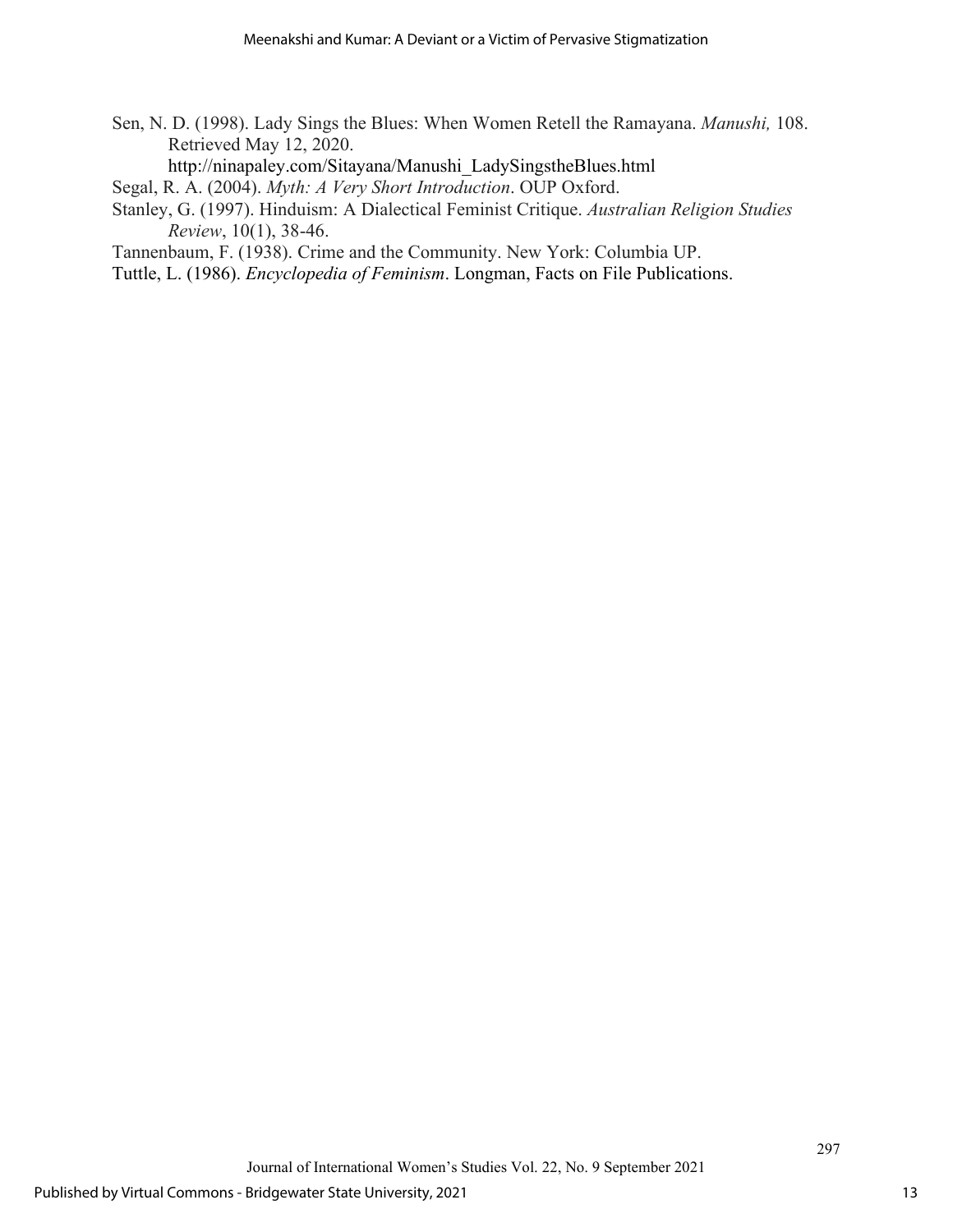Sen, N. D. (1998). Lady Sings the Blues: When Women Retell the Ramayana. *Manushi,* 108. Retrieved May 12, 2020. http://ninapaley.com/Sitayana/Manushi_LadySingstheBlues.html

Segal, R. A. (2004). *Myth: A Very Short Introduction*. OUP Oxford.

Stanley, G. (1997). Hinduism: A Dialectical Feminist Critique. *Australian Religion Studies Review*, 10(1), 38-46.

Tannenbaum, F. (1938). Crime and the Community. New York: Columbia UP.

Tuttle, L. (1986). *Encyclopedia of Feminism*. Longman, Facts on File Publications.